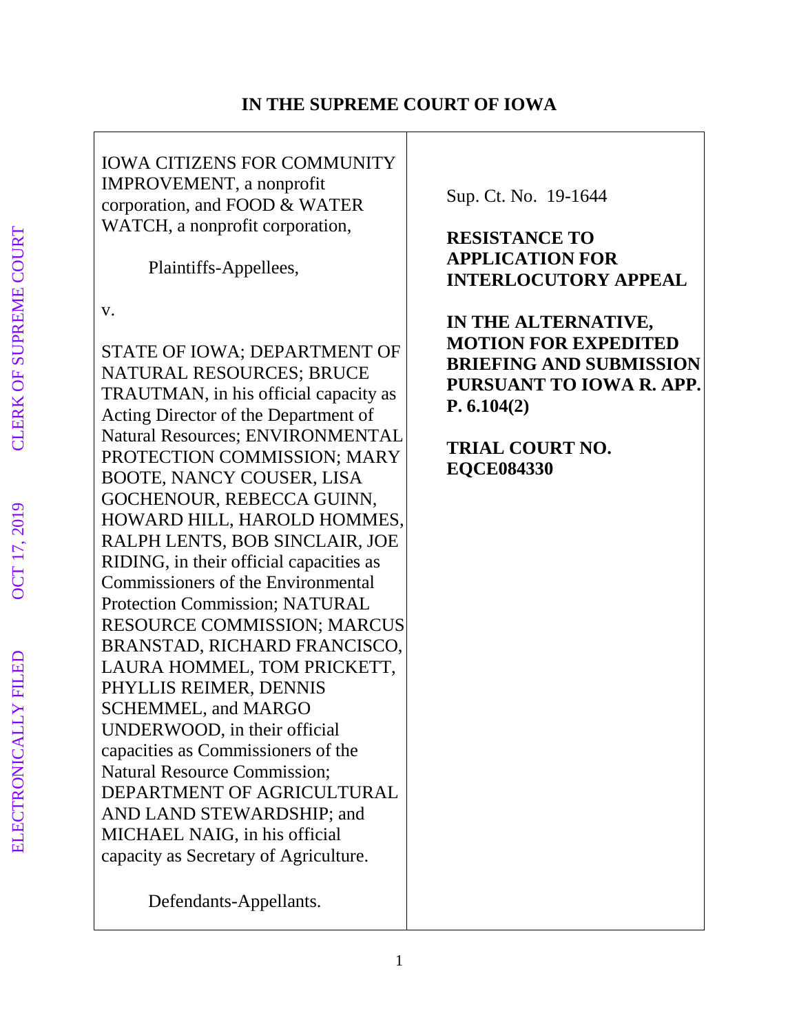# IN THE SUPREME COURT OF IOWA

| | |
|---|---|
| IOWA CITIZENS FOR COMMUNITY IMPROVEMENT, a nonprofit corporation, and FOOD & WATER WATCH, a nonprofit corporation,<br><br>Plaintiffs-Appellees,<br><br>v.<br><br>STATE OF IOWA; DEPARTMENT OF NATURAL RESOURCES; BRUCE TRAUTMAN, in his official capacity as Acting Director of the Department of Natural Resources; ENVIRONMENTAL PROTECTION COMMISSION; MARY BOOTE, NANCY COUSER, LISA GOCHENOUR, REBECCA GUINN, HOWARD HILL, HAROLD HOMMES, RALPH LENTS, BOB SINCLAIR, JOE RIDING, in their official capacities as Commissioners of the Environmental Protection Commission; NATURAL RESOURCE COMMISSION; MARCUS BRANSTAD, RICHARD FRANCISCO, LAURA HOMMEL, TOM PRICKETT, PHYLLIS REIMER, DENNIS SCHEMMEL, and MARGO UNDERWOOD, in their official capacities as Commissioners of the Natural Resource Commission; DEPARTMENT OF AGRICULTURAL AND LAND STEWARDSHIP; and MICHAEL NAIG, in his official capacity as Secretary of Agriculture.<br><br>Defendants-Appellants. | Sup. Ct. No. 19-1644<br><br>**RESISTANCE TO APPLICATION FOR INTERLOCUTORY APPEAL**<br><br>**IN THE ALTERNATIVE, MOTION FOR EXPEDITED BRIEFING AND SUBMISSION PURSUANT TO IOWA R. APP. P. 6.104(2)**<br><br>**TRIAL COURT NO. EQCE084330** |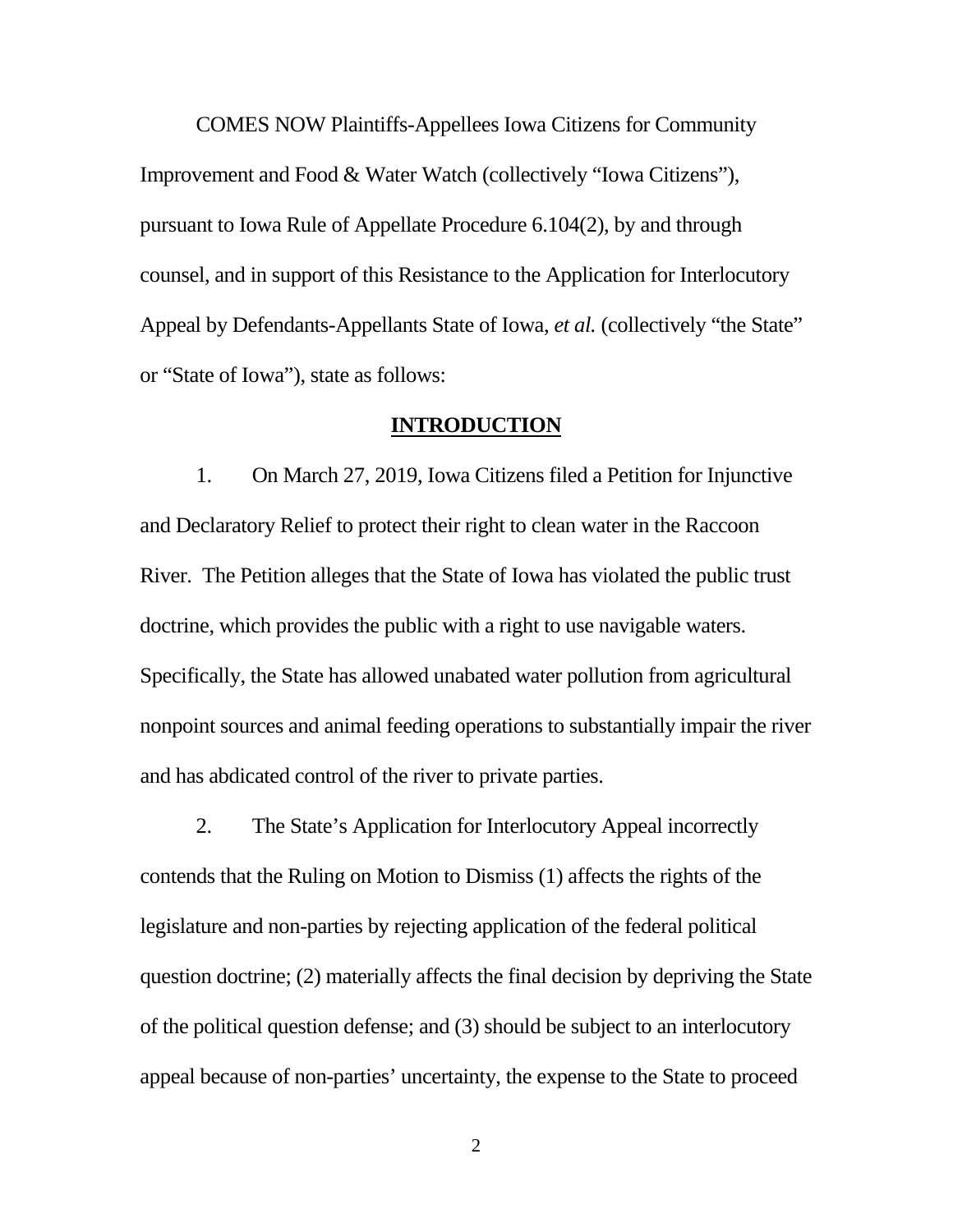COMES NOW Plaintiffs-Appellees Iowa Citizens for Community Improvement and Food & Water Watch (collectively "Iowa Citizens"), pursuant to Iowa Rule of Appellate Procedure 6.104(2), by and through counsel, and in support of this Resistance to the Application for Interlocutory Appeal by Defendants-Appellants State of Iowa, *et al.* (collectively "the State" or "State of Iowa"), state as follows:

## INTRODUCTION

1. On March 27, 2019, Iowa Citizens filed a Petition for Injunctive and Declaratory Relief to protect their right to clean water in the Raccoon River. The Petition alleges that the State of Iowa has violated the public trust doctrine, which provides the public with a right to use navigable waters. Specifically, the State has allowed unabated water pollution from agricultural nonpoint sources and animal feeding operations to substantially impair the river and has abdicated control of the river to private parties.

2. The State's Application for Interlocutory Appeal incorrectly contends that the Ruling on Motion to Dismiss (1) affects the rights of the legislature and non-parties by rejecting application of the federal political question doctrine; (2) materially affects the final decision by depriving the State of the political question defense; and (3) should be subject to an interlocutory appeal because of non-parties' uncertainty, the expense to the State to proceed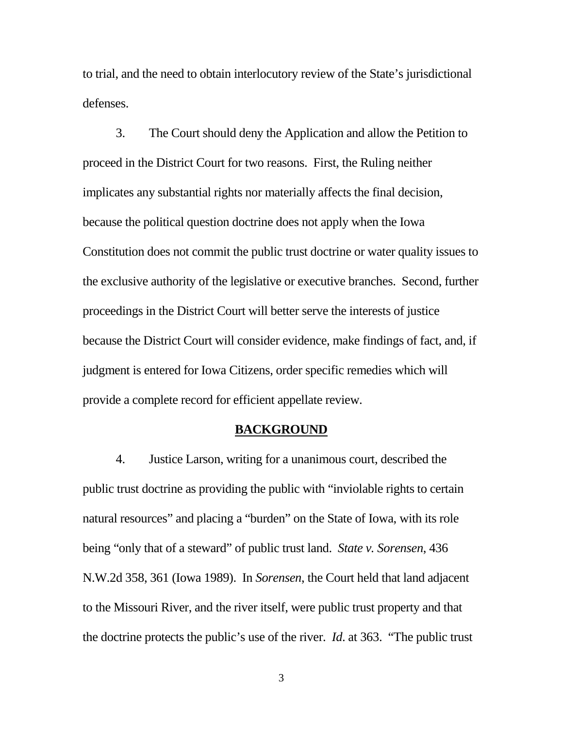to trial, and the need to obtain interlocutory review of the State's jurisdictional defenses.

3. The Court should deny the Application and allow the Petition to proceed in the District Court for two reasons. First, the Ruling neither implicates any substantial rights nor materially affects the final decision, because the political question doctrine does not apply when the Iowa Constitution does not commit the public trust doctrine or water quality issues to the exclusive authority of the legislative or executive branches. Second, further proceedings in the District Court will better serve the interests of justice because the District Court will consider evidence, make findings of fact, and, if judgment is entered for Iowa Citizens, order specific remedies which will provide a complete record for efficient appellate review.

## BACKGROUND

4. Justice Larson, writing for a unanimous court, described the public trust doctrine as providing the public with "inviolable rights to certain natural resources" and placing a "burden" on the State of Iowa, with its role being "only that of a steward" of public trust land. *State v. Sorensen*, 436 N.W.2d 358, 361 (Iowa 1989). In *Sorensen*, the Court held that land adjacent to the Missouri River, and the river itself, were public trust property and that the doctrine protects the public's use of the river. *Id*. at 363. "The public trust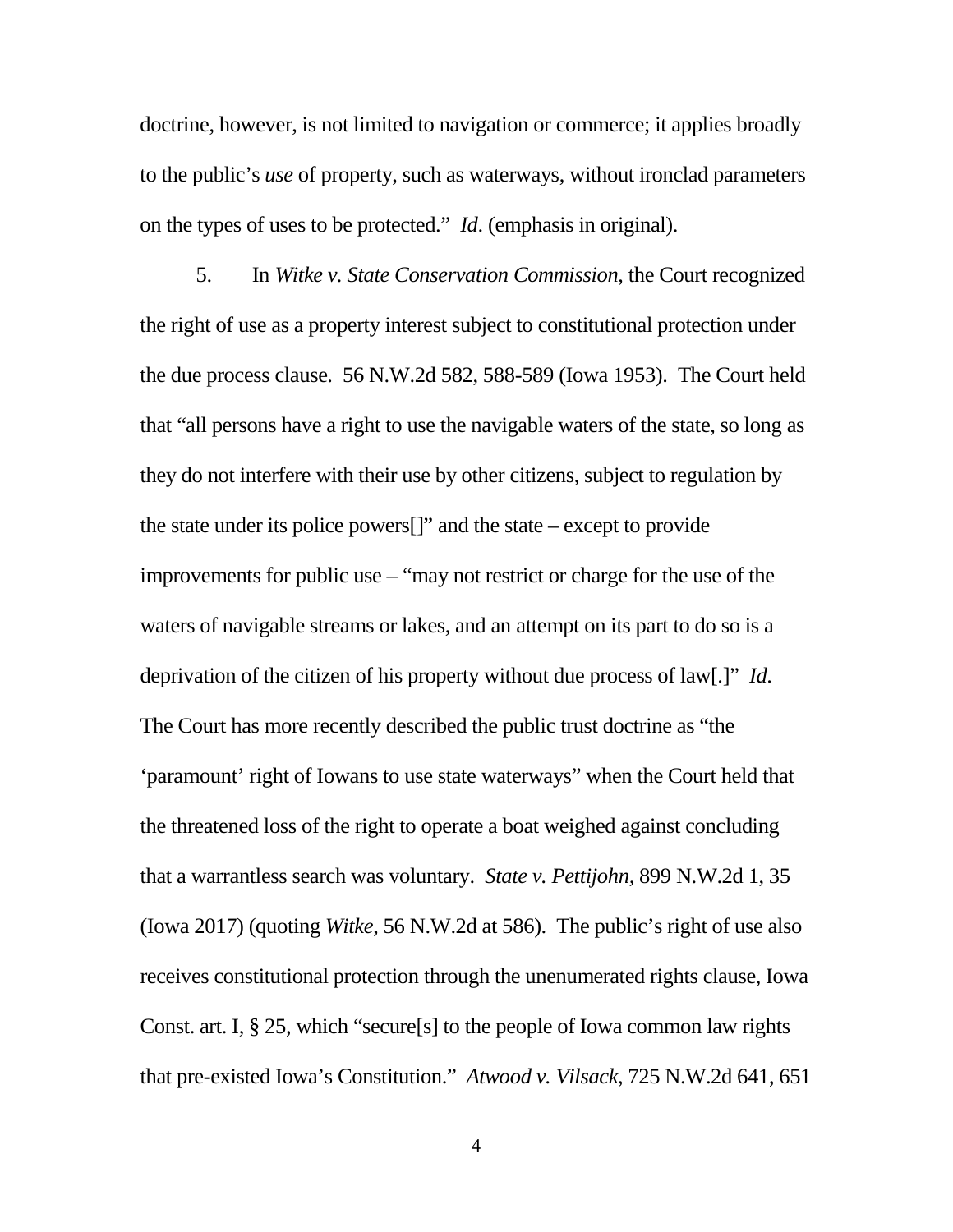doctrine, however, is not limited to navigation or commerce; it applies broadly to the public's *use* of property, such as waterways, without ironclad parameters on the types of uses to be protected." *Id*. (emphasis in original).

5. In *Witke v. State Conservation Commission*, the Court recognized the right of use as a property interest subject to constitutional protection under the due process clause. 56 N.W.2d 582, 588-589 (Iowa 1953). The Court held that "all persons have a right to use the navigable waters of the state, so long as they do not interfere with their use by other citizens, subject to regulation by the state under its police powers[]" and the state – except to provide improvements for public use – "may not restrict or charge for the use of the waters of navigable streams or lakes, and an attempt on its part to do so is a deprivation of the citizen of his property without due process of law[.]" *Id*. The Court has more recently described the public trust doctrine as "the 'paramount' right of Iowans to use state waterways" when the Court held that the threatened loss of the right to operate a boat weighed against concluding that a warrantless search was voluntary. *State v. Pettijohn*, 899 N.W.2d 1, 35 (Iowa 2017) (quoting *Witke*, 56 N.W.2d at 586). The public's right of use also receives constitutional protection through the unenumerated rights clause, Iowa Const. art. I, § 25, which "secure[s] to the people of Iowa common law rights that pre-existed Iowa's Constitution." *Atwood v. Vilsack*, 725 N.W.2d 641, 651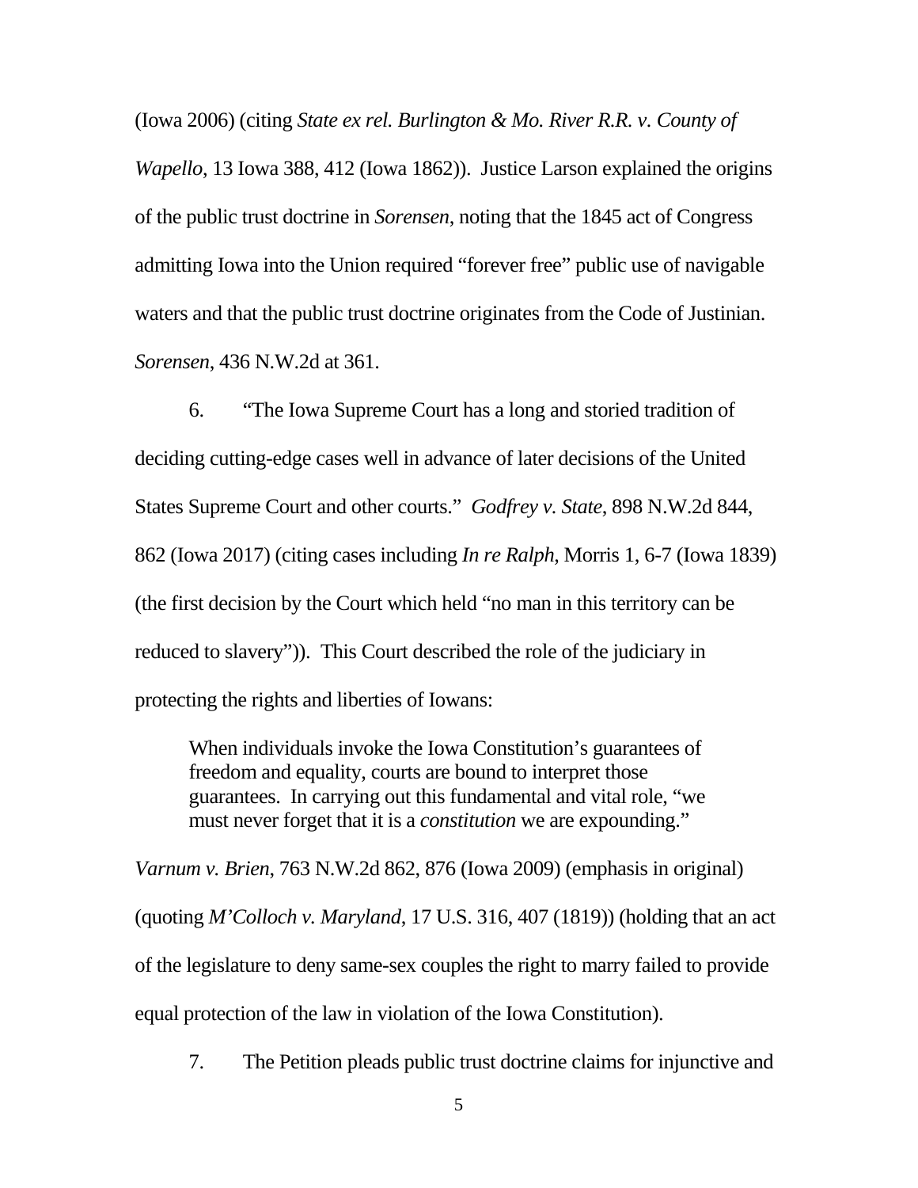(Iowa 2006) (citing *State ex rel. Burlington & Mo. River R.R. v. County of Wapello*, 13 Iowa 388, 412 (Iowa 1862)). Justice Larson explained the origins of the public trust doctrine in *Sorensen*, noting that the 1845 act of Congress admitting Iowa into the Union required "forever free" public use of navigable waters and that the public trust doctrine originates from the Code of Justinian. *Sorensen*, 436 N.W.2d at 361.

6. "The Iowa Supreme Court has a long and storied tradition of deciding cutting-edge cases well in advance of later decisions of the United States Supreme Court and other courts." *Godfrey v. State*, 898 N.W.2d 844, 862 (Iowa 2017) (citing cases including *In re Ralph*, Morris 1, 6-7 (Iowa 1839) (the first decision by the Court which held "no man in this territory can be reduced to slavery")). This Court described the role of the judiciary in protecting the rights and liberties of Iowans:

> When individuals invoke the Iowa Constitution's guarantees of freedom and equality, courts are bound to interpret those guarantees. In carrying out this fundamental and vital role, "we must never forget that it is a *constitution* we are expounding."

*Varnum v. Brien*, 763 N.W.2d 862, 876 (Iowa 2009) (emphasis in original) (quoting *M'Colloch v. Maryland*, 17 U.S. 316, 407 (1819)) (holding that an act of the legislature to deny same-sex couples the right to marry failed to provide equal protection of the law in violation of the Iowa Constitution).

7. The Petition pleads public trust doctrine claims for injunctive and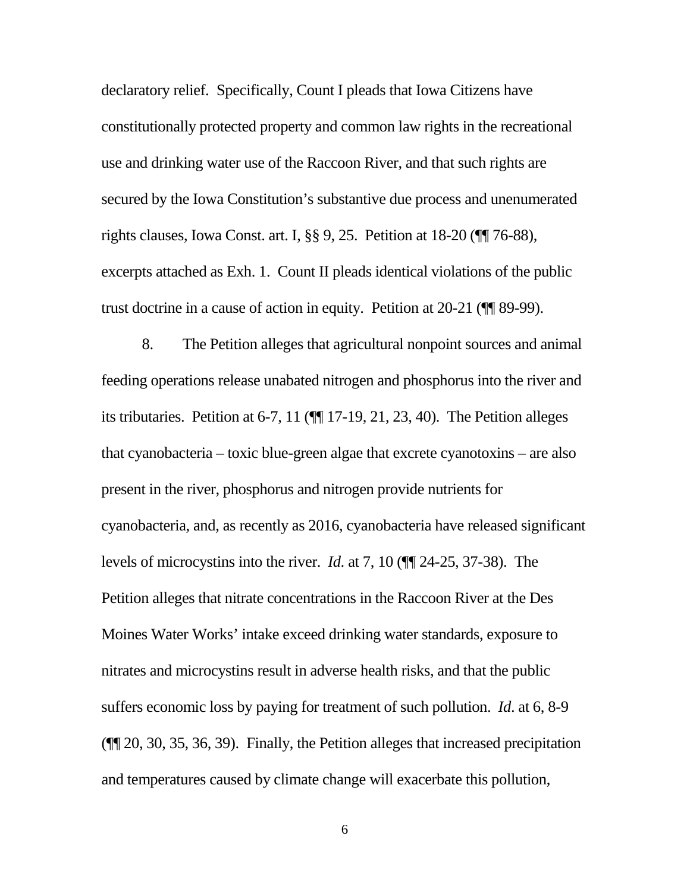declaratory relief. Specifically, Count I pleads that Iowa Citizens have constitutionally protected property and common law rights in the recreational use and drinking water use of the Raccoon River, and that such rights are secured by the Iowa Constitution's substantive due process and unenumerated rights clauses, Iowa Const. art. I, §§ 9, 25. Petition at 18-20 (¶¶ 76-88), excerpts attached as Exh. 1. Count II pleads identical violations of the public trust doctrine in a cause of action in equity. Petition at 20-21 (¶¶ 89-99).

8. The Petition alleges that agricultural nonpoint sources and animal feeding operations release unabated nitrogen and phosphorus into the river and its tributaries. Petition at 6-7, 11 (¶¶ 17-19, 21, 23, 40). The Petition alleges that cyanobacteria – toxic blue-green algae that excrete cyanotoxins – are also present in the river, phosphorus and nitrogen provide nutrients for cyanobacteria, and, as recently as 2016, cyanobacteria have released significant levels of microcystins into the river. *Id*. at 7, 10 (¶¶ 24-25, 37-38). The Petition alleges that nitrate concentrations in the Raccoon River at the Des Moines Water Works' intake exceed drinking water standards, exposure to nitrates and microcystins result in adverse health risks, and that the public suffers economic loss by paying for treatment of such pollution. *Id*. at 6, 8-9 (¶¶ 20, 30, 35, 36, 39). Finally, the Petition alleges that increased precipitation and temperatures caused by climate change will exacerbate this pollution,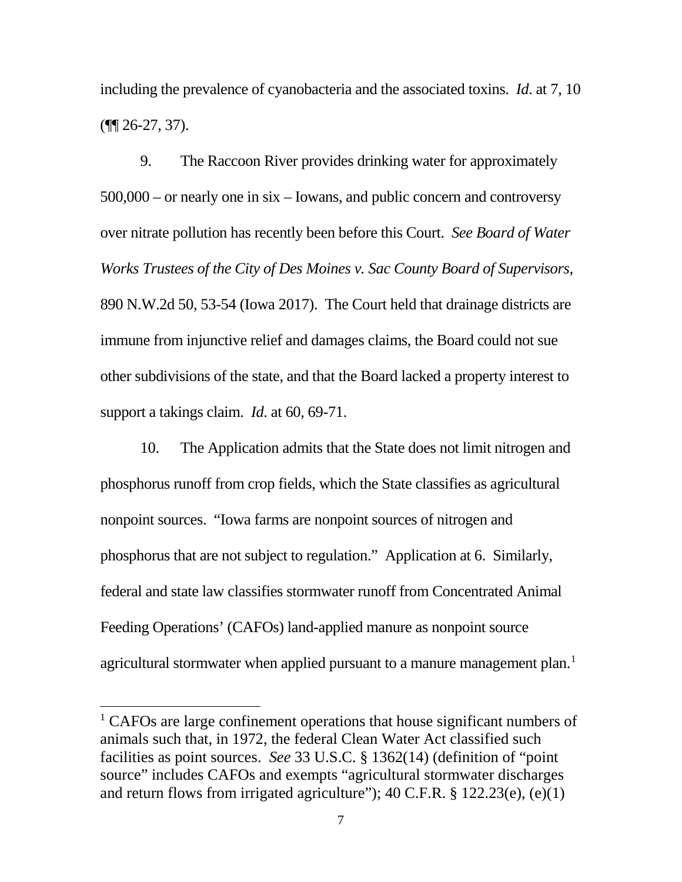including the prevalence of cyanobacteria and the associated toxins. *Id*. at 7, 10 (¶¶ 26-27, 37).

9. The Raccoon River provides drinking water for approximately 500,000 – or nearly one in six – Iowans, and public concern and controversy over nitrate pollution has recently been before this Court. *See Board of Water Works Trustees of the City of Des Moines v. Sac County Board of Supervisors*, 890 N.W.2d 50, 53-54 (Iowa 2017). The Court held that drainage districts are immune from injunctive relief and damages claims, the Board could not sue other subdivisions of the state, and that the Board lacked a property interest to support a takings claim. *Id*. at 60, 69-71.

10. The Application admits that the State does not limit nitrogen and phosphorus runoff from crop fields, which the State classifies as agricultural nonpoint sources. "Iowa farms are nonpoint sources of nitrogen and phosphorus that are not subject to regulation." Application at 6. Similarly, federal and state law classifies stormwater runoff from Concentrated Animal Feeding Operations' (CAFOs) land-applied manure as nonpoint source agricultural stormwater when applied pursuant to a manure management plan.[1]

[1] CAFOs are large confinement operations that house significant numbers of animals such that, in 1972, the federal Clean Water Act classified such facilities as point sources. *See* 33 U.S.C. § 1362(14) (definition of "point source" includes CAFOs and exempts "agricultural stormwater discharges and return flows from irrigated agriculture"); 40 C.F.R. § 122.23(e), (e)(1)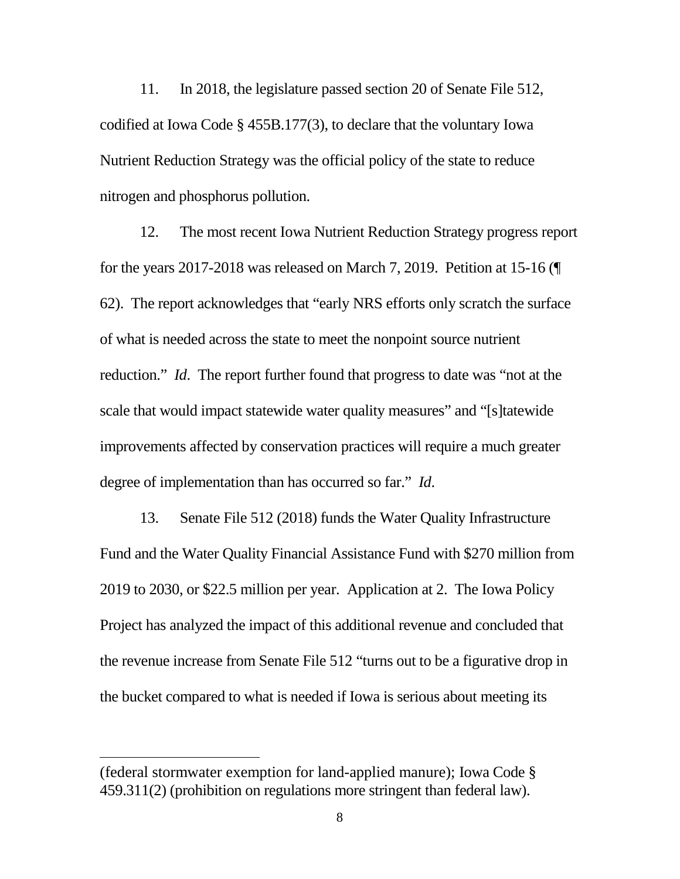11. In 2018, the legislature passed section 20 of Senate File 512, codified at Iowa Code § 455B.177(3), to declare that the voluntary Iowa Nutrient Reduction Strategy was the official policy of the state to reduce nitrogen and phosphorus pollution.

12. The most recent Iowa Nutrient Reduction Strategy progress report for the years 2017-2018 was released on March 7, 2019. Petition at 15-16 (¶ 62). The report acknowledges that "early NRS efforts only scratch the surface of what is needed across the state to meet the nonpoint source nutrient reduction." *Id*. The report further found that progress to date was "not at the scale that would impact statewide water quality measures" and "[s]tatewide improvements affected by conservation practices will require a much greater degree of implementation than has occurred so far." *Id*.

13. Senate File 512 (2018) funds the Water Quality Infrastructure Fund and the Water Quality Financial Assistance Fund with $270 million from 2019 to 2030, or $22.5 million per year. Application at 2. The Iowa Policy Project has analyzed the impact of this additional revenue and concluded that the revenue increase from Senate File 512 "turns out to be a figurative drop in the bucket compared to what is needed if Iowa is serious about meeting its

---

(federal stormwater exemption for land-applied manure); Iowa Code § 459.311(2) (prohibition on regulations more stringent than federal law).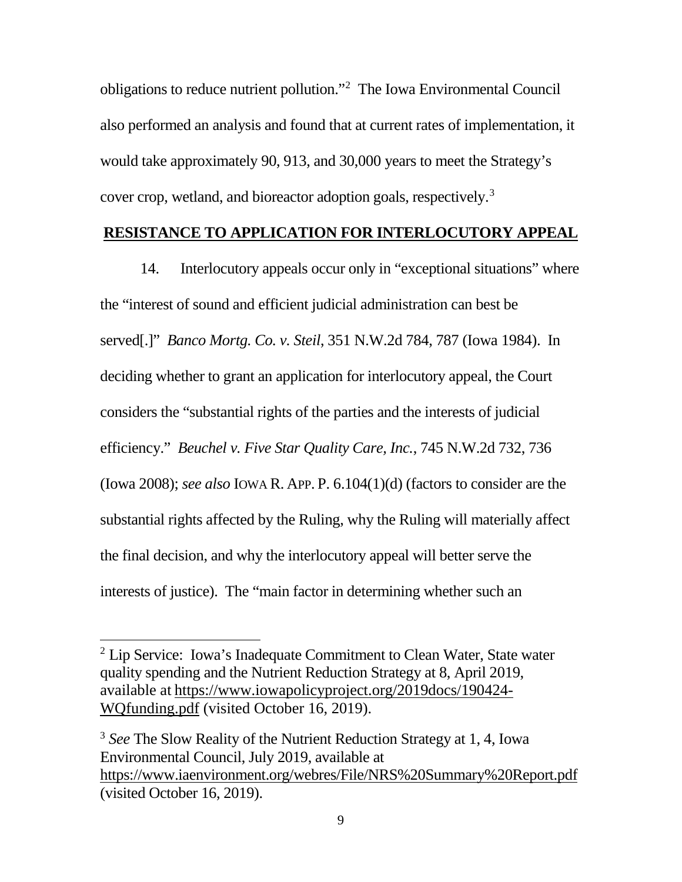obligations to reduce nutrient pollution."[2] The Iowa Environmental Council also performed an analysis and found that at current rates of implementation, it would take approximately 90, 913, and 30,000 years to meet the Strategy's cover crop, wetland, and bioreactor adoption goals, respectively.[3]

## **RESISTANCE TO APPLICATION FOR INTERLOCUTORY APPEAL**

14. Interlocutory appeals occur only in "exceptional situations" where the "interest of sound and efficient judicial administration can best be served[.]" *Banco Mortg. Co. v. Steil*, 351 N.W.2d 784, 787 (Iowa 1984). In deciding whether to grant an application for interlocutory appeal, the Court considers the "substantial rights of the parties and the interests of judicial efficiency." *Beuchel v. Five Star Quality Care, Inc.*, 745 N.W.2d 732, 736 (Iowa 2008); *see also* IOWA R. APP. P. 6.104(1)(d) (factors to consider are the substantial rights affected by the Ruling, why the Ruling will materially affect the final decision, and why the interlocutory appeal will better serve the interests of justice). The "main factor in determining whether such an

---

[2] Lip Service: Iowa's Inadequate Commitment to Clean Water, State water quality spending and the Nutrient Reduction Strategy at 8, April 2019, available at https://www.iowapolicyproject.org/2019docs/190424-WQfunding.pdf (visited October 16, 2019).

[3] *See* The Slow Reality of the Nutrient Reduction Strategy at 1, 4, Iowa Environmental Council, July 2019, available at https://www.iaenvironment.org/webres/File/NRS%20Summary%20Report.pdf (visited October 16, 2019).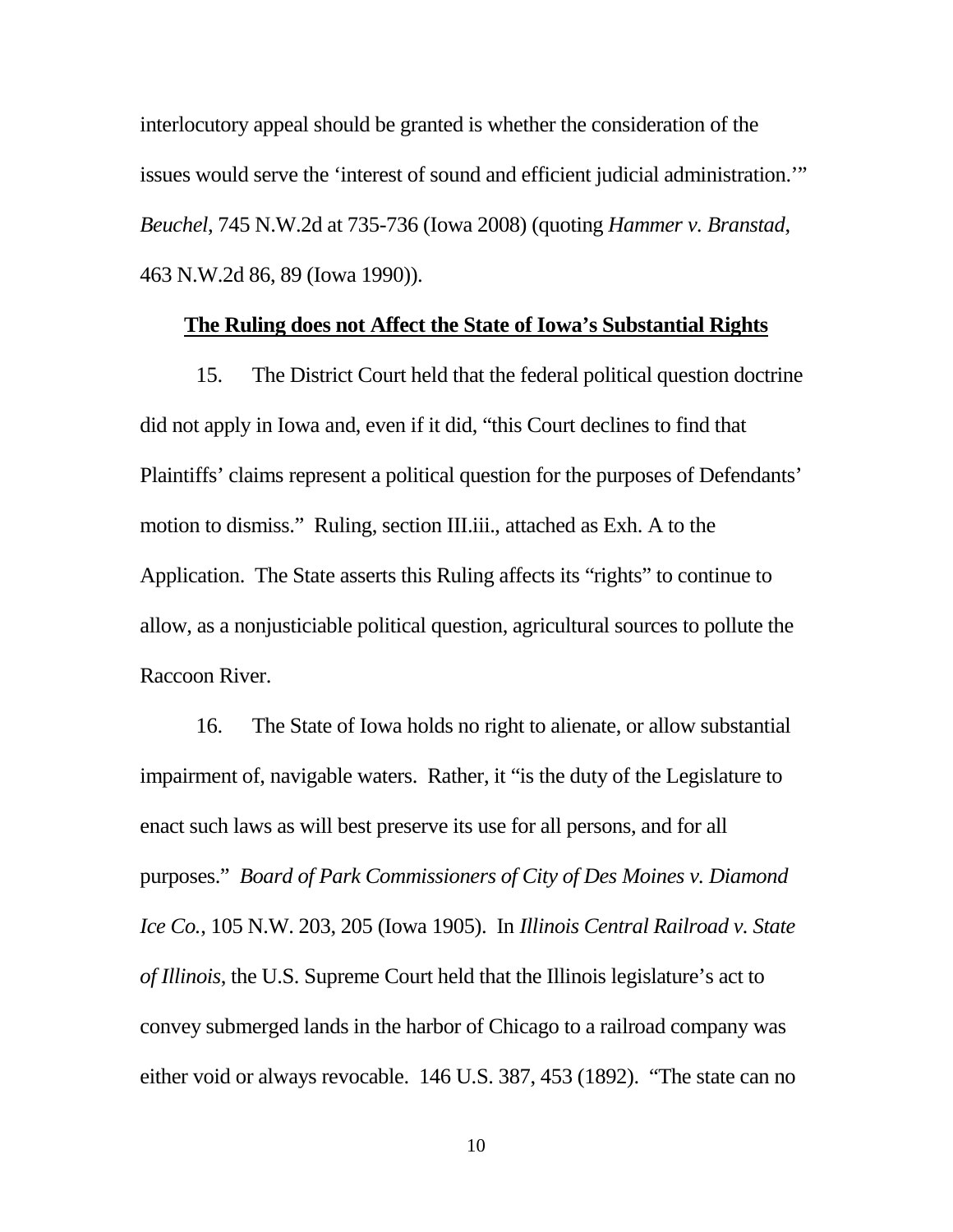interlocutory appeal should be granted is whether the consideration of the issues would serve the 'interest of sound and efficient judicial administration.'" *Beuchel*, 745 N.W.2d at 735-736 (Iowa 2008) (quoting *Hammer v. Branstad*, 463 N.W.2d 86, 89 (Iowa 1990)).

**<u>The Ruling does not Affect the State of Iowa's Substantial Rights</u>**

15. The District Court held that the federal political question doctrine did not apply in Iowa and, even if it did, "this Court declines to find that Plaintiffs' claims represent a political question for the purposes of Defendants' motion to dismiss." Ruling, section III.iii., attached as Exh. A to the Application. The State asserts this Ruling affects its "rights" to continue to allow, as a nonjusticiable political question, agricultural sources to pollute the Raccoon River.

16. The State of Iowa holds no right to alienate, or allow substantial impairment of, navigable waters. Rather, it "is the duty of the Legislature to enact such laws as will best preserve its use for all persons, and for all purposes." *Board of Park Commissioners of City of Des Moines v. Diamond Ice Co.*, 105 N.W. 203, 205 (Iowa 1905). In *Illinois Central Railroad v. State of Illinois*, the U.S. Supreme Court held that the Illinois legislature's act to convey submerged lands in the harbor of Chicago to a railroad company was either void or always revocable. 146 U.S. 387, 453 (1892). "The state can no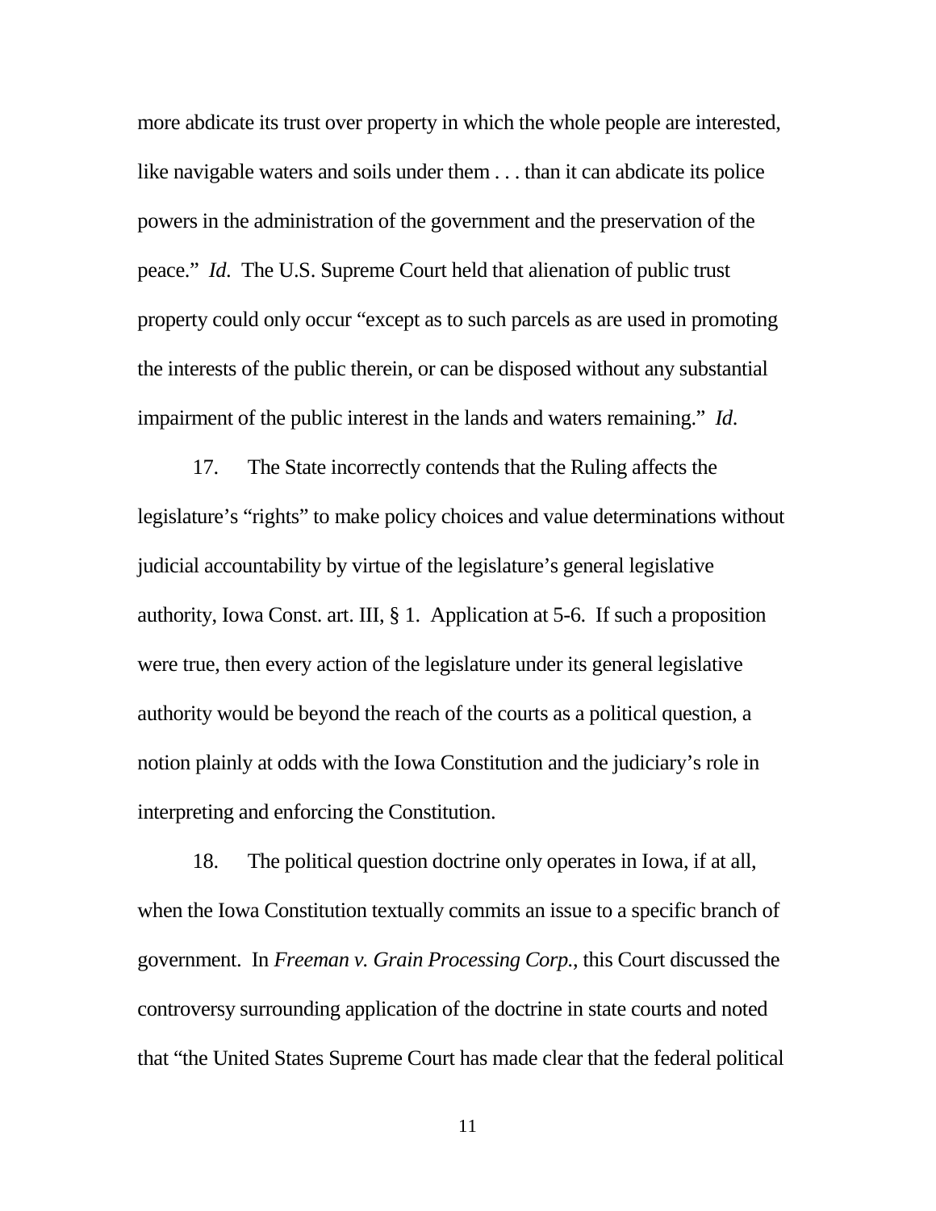more abdicate its trust over property in which the whole people are interested, like navigable waters and soils under them . . . than it can abdicate its police powers in the administration of the government and the preservation of the peace." *Id*. The U.S. Supreme Court held that alienation of public trust property could only occur "except as to such parcels as are used in promoting the interests of the public therein, or can be disposed without any substantial impairment of the public interest in the lands and waters remaining." *Id*.

17. The State incorrectly contends that the Ruling affects the legislature's "rights" to make policy choices and value determinations without judicial accountability by virtue of the legislature's general legislative authority, Iowa Const. art. III, § 1. Application at 5-6. If such a proposition were true, then every action of the legislature under its general legislative authority would be beyond the reach of the courts as a political question, a notion plainly at odds with the Iowa Constitution and the judiciary's role in interpreting and enforcing the Constitution.

18. The political question doctrine only operates in Iowa, if at all, when the Iowa Constitution textually commits an issue to a specific branch of government. In *Freeman v. Grain Processing Corp.*, this Court discussed the controversy surrounding application of the doctrine in state courts and noted that "the United States Supreme Court has made clear that the federal political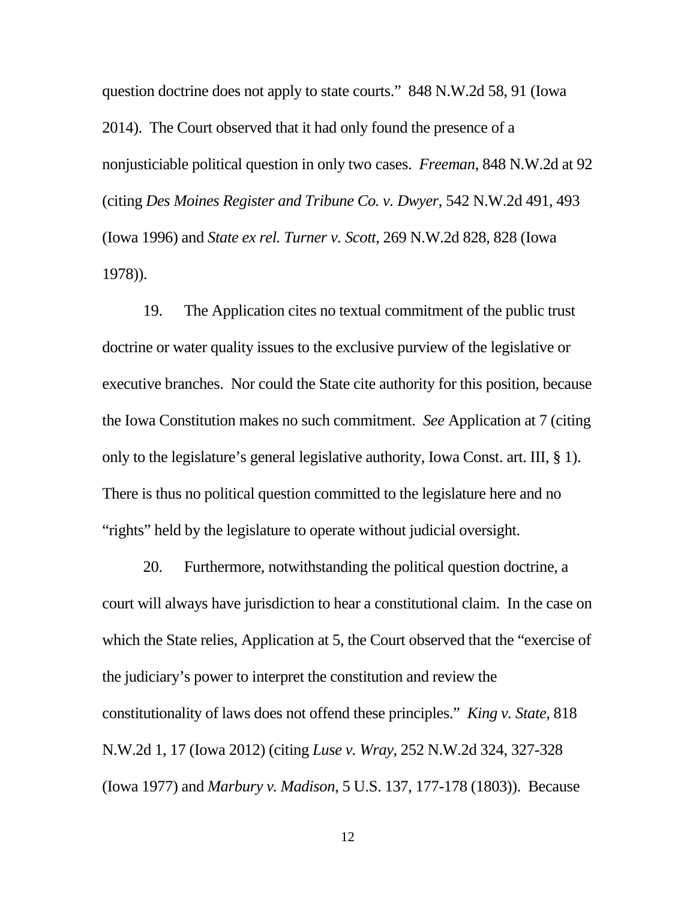question doctrine does not apply to state courts." 848 N.W.2d 58, 91 (Iowa 2014). The Court observed that it had only found the presence of a nonjusticiable political question in only two cases. *Freeman*, 848 N.W.2d at 92 (citing *Des Moines Register and Tribune Co. v. Dwyer*, 542 N.W.2d 491, 493 (Iowa 1996) and *State ex rel. Turner v. Scott*, 269 N.W.2d 828, 828 (Iowa 1978)).

19. The Application cites no textual commitment of the public trust doctrine or water quality issues to the exclusive purview of the legislative or executive branches. Nor could the State cite authority for this position, because the Iowa Constitution makes no such commitment. *See* Application at 7 (citing only to the legislature's general legislative authority, Iowa Const. art. III, § 1). There is thus no political question committed to the legislature here and no "rights" held by the legislature to operate without judicial oversight.

20. Furthermore, notwithstanding the political question doctrine, a court will always have jurisdiction to hear a constitutional claim. In the case on which the State relies, Application at 5, the Court observed that the "exercise of the judiciary's power to interpret the constitution and review the constitutionality of laws does not offend these principles." *King v. State*, 818 N.W.2d 1, 17 (Iowa 2012) (citing *Luse v. Wray*, 252 N.W.2d 324, 327-328 (Iowa 1977) and *Marbury v. Madison*, 5 U.S. 137, 177-178 (1803)). Because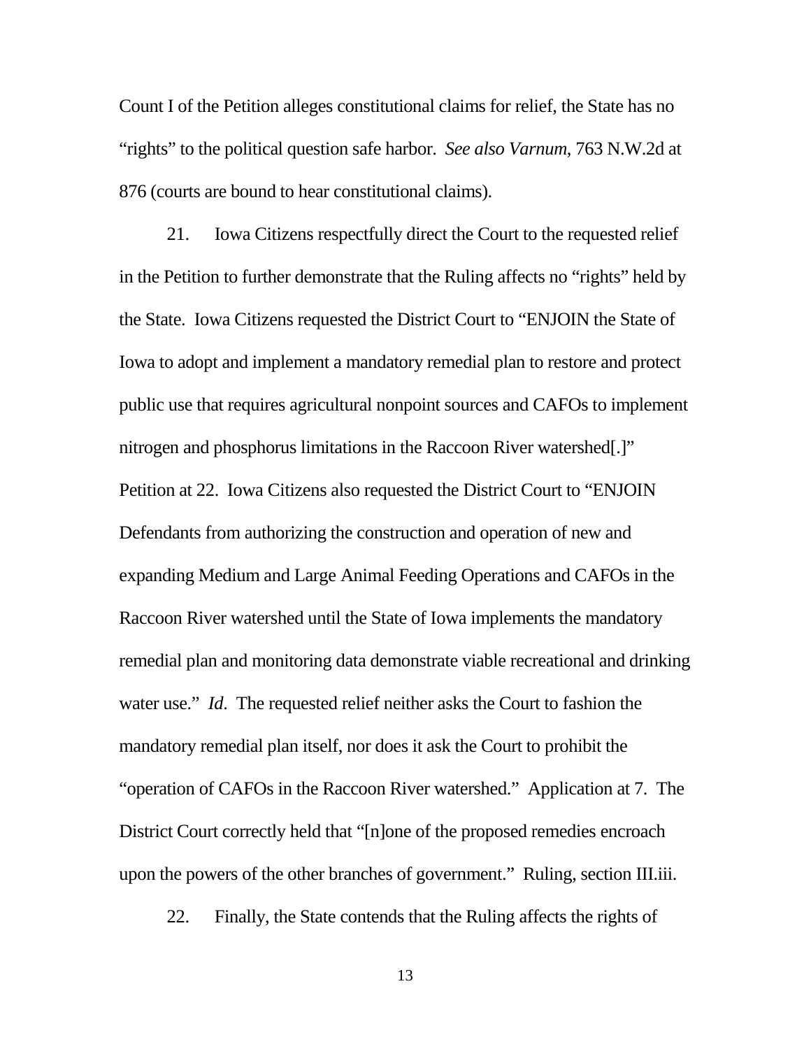Count I of the Petition alleges constitutional claims for relief, the State has no "rights" to the political question safe harbor. *See also Varnum*, 763 N.W.2d at 876 (courts are bound to hear constitutional claims).

21. Iowa Citizens respectfully direct the Court to the requested relief in the Petition to further demonstrate that the Ruling affects no "rights" held by the State. Iowa Citizens requested the District Court to "ENJOIN the State of Iowa to adopt and implement a mandatory remedial plan to restore and protect public use that requires agricultural nonpoint sources and CAFOs to implement nitrogen and phosphorus limitations in the Raccoon River watershed[.]" Petition at 22. Iowa Citizens also requested the District Court to "ENJOIN Defendants from authorizing the construction and operation of new and expanding Medium and Large Animal Feeding Operations and CAFOs in the Raccoon River watershed until the State of Iowa implements the mandatory remedial plan and monitoring data demonstrate viable recreational and drinking water use." *Id*. The requested relief neither asks the Court to fashion the mandatory remedial plan itself, nor does it ask the Court to prohibit the "operation of CAFOs in the Raccoon River watershed." Application at 7. The District Court correctly held that "[n]one of the proposed remedies encroach upon the powers of the other branches of government." Ruling, section III.iii.

22. Finally, the State contends that the Ruling affects the rights of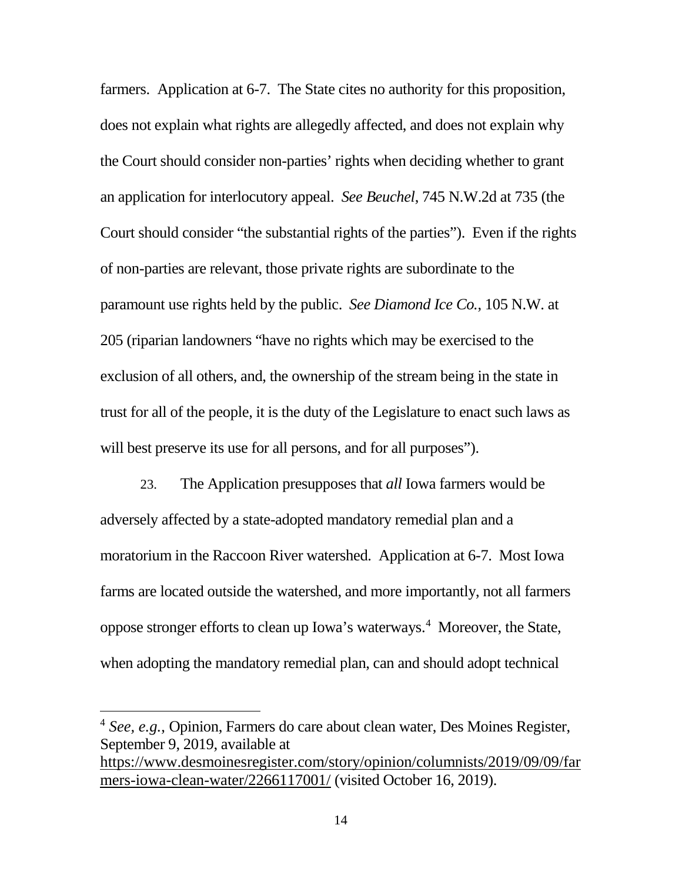farmers. Application at 6-7. The State cites no authority for this proposition, does not explain what rights are allegedly affected, and does not explain why the Court should consider non-parties' rights when deciding whether to grant an application for interlocutory appeal. *See Beuchel*, 745 N.W.2d at 735 (the Court should consider "the substantial rights of the parties"). Even if the rights of non-parties are relevant, those private rights are subordinate to the paramount use rights held by the public. *See Diamond Ice Co.*, 105 N.W. at 205 (riparian landowners "have no rights which may be exercised to the exclusion of all others, and, the ownership of the stream being in the state in trust for all of the people, it is the duty of the Legislature to enact such laws as will best preserve its use for all persons, and for all purposes").

23. The Application presupposes that *all* Iowa farmers would be adversely affected by a state-adopted mandatory remedial plan and a moratorium in the Raccoon River watershed. Application at 6-7. Most Iowa farms are located outside the watershed, and more importantly, not all farmers oppose stronger efforts to clean up Iowa's waterways.[4] Moreover, the State, when adopting the mandatory remedial plan, can and should adopt technical

---

[4] *See, e.g.*, Opinion, Farmers do care about clean water, Des Moines Register, September 9, 2019, available at https://www.desmoinesregister.com/story/opinion/columnists/2019/09/09/farmers-iowa-clean-water/2266117001/ (visited October 16, 2019).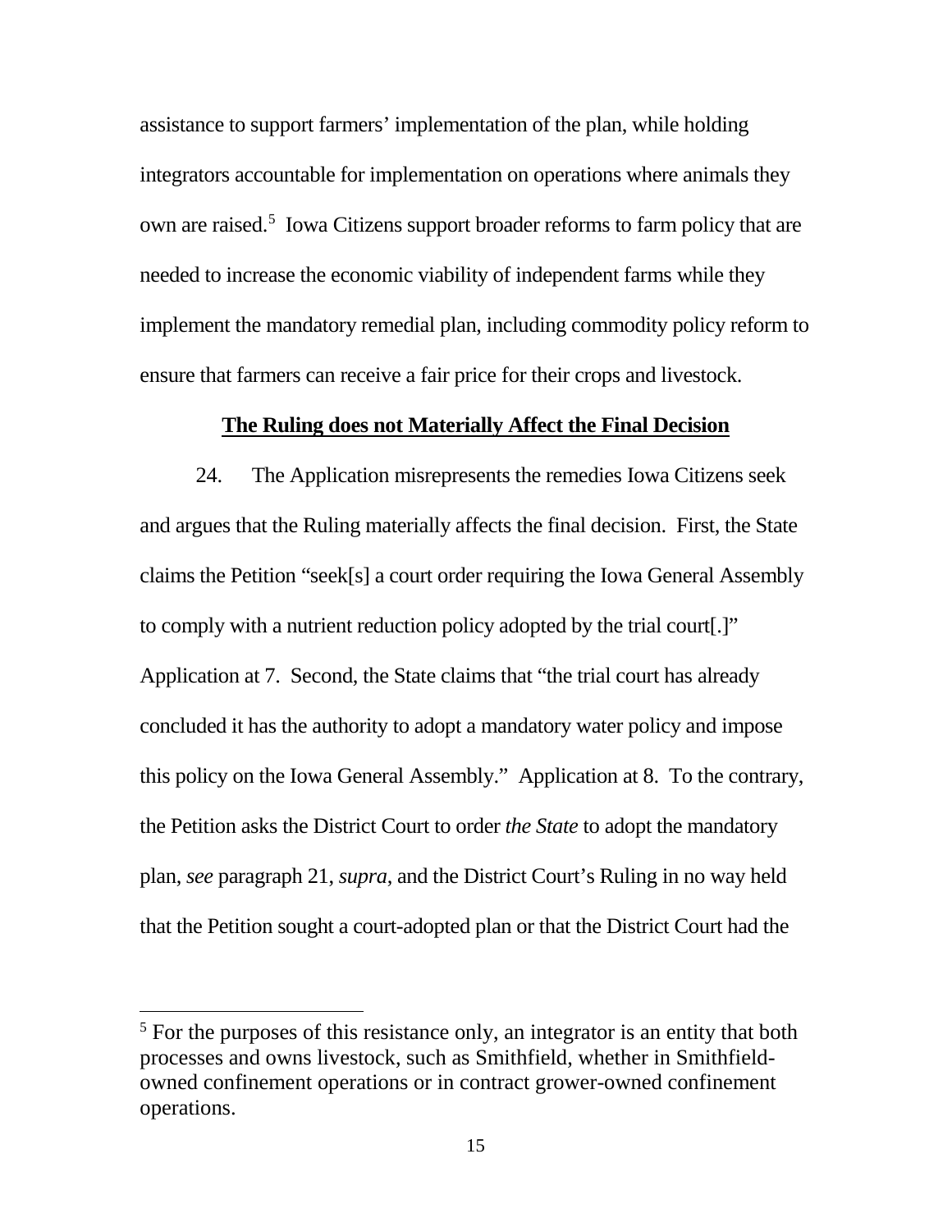assistance to support farmers' implementation of the plan, while holding integrators accountable for implementation on operations where animals they own are raised.[5] Iowa Citizens support broader reforms to farm policy that are needed to increase the economic viability of independent farms while they implement the mandatory remedial plan, including commodity policy reform to ensure that farmers can receive a fair price for their crops and livestock.

**The Ruling does not Materially Affect the Final Decision**

24. The Application misrepresents the remedies Iowa Citizens seek and argues that the Ruling materially affects the final decision. First, the State claims the Petition "seek[s] a court order requiring the Iowa General Assembly to comply with a nutrient reduction policy adopted by the trial court[.]" Application at 7. Second, the State claims that "the trial court has already concluded it has the authority to adopt a mandatory water policy and impose this policy on the Iowa General Assembly." Application at 8. To the contrary, the Petition asks the District Court to order *the State* to adopt the mandatory plan, *see* paragraph 21, *supra*, and the District Court's Ruling in no way held that the Petition sought a court-adopted plan or that the District Court had the

[5] For the purposes of this resistance only, an integrator is an entity that both processes and owns livestock, such as Smithfield, whether in Smithfield-owned confinement operations or in contract grower-owned confinement operations.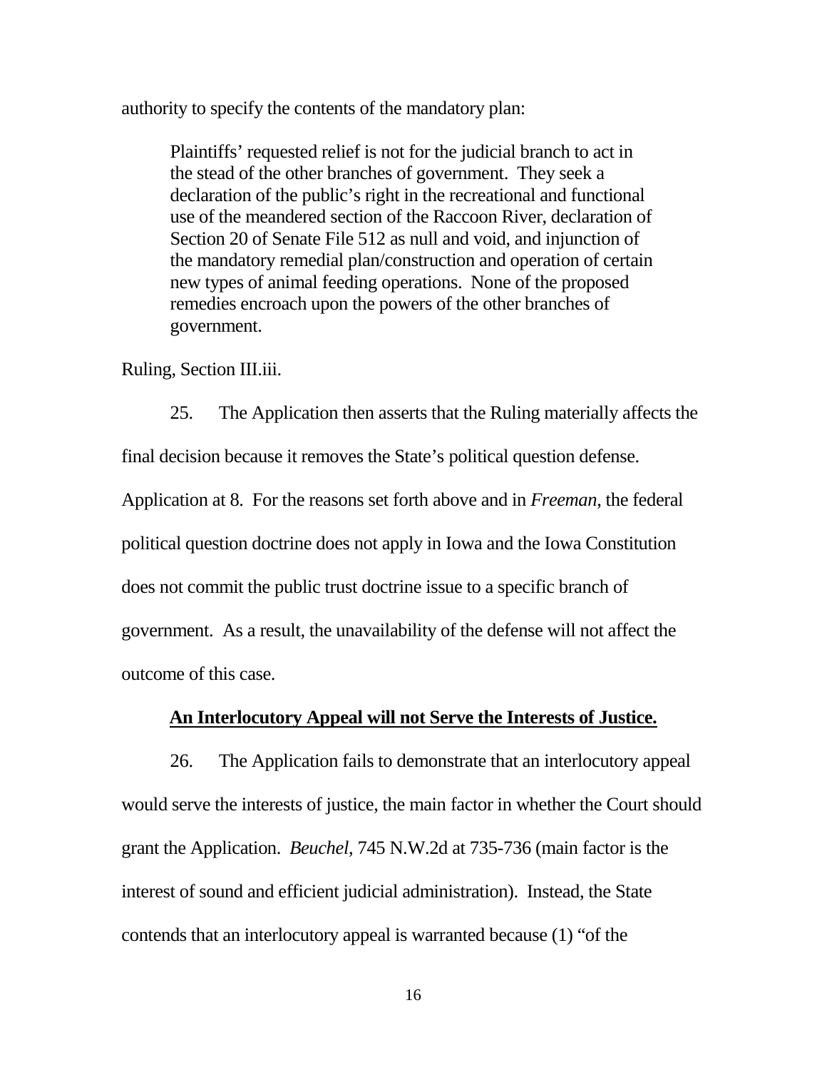authority to specify the contents of the mandatory plan:

> Plaintiffs' requested relief is not for the judicial branch to act in the stead of the other branches of government. They seek a declaration of the public's right in the recreational and functional use of the meandered section of the Raccoon River, declaration of Section 20 of Senate File 512 as null and void, and injunction of the mandatory remedial plan/construction and operation of certain new types of animal feeding operations. None of the proposed remedies encroach upon the powers of the other branches of government.

Ruling, Section III.iii.

25. The Application then asserts that the Ruling materially affects the final decision because it removes the State's political question defense. Application at 8. For the reasons set forth above and in *Freeman,* the federal political question doctrine does not apply in Iowa and the Iowa Constitution does not commit the public trust doctrine issue to a specific branch of government. As a result, the unavailability of the defense will not affect the outcome of this case.

**<u>An Interlocutory Appeal will not Serve the Interests of Justice.</u>**

26. The Application fails to demonstrate that an interlocutory appeal would serve the interests of justice, the main factor in whether the Court should grant the Application. *Beuchel*, 745 N.W.2d at 735-736 (main factor is the interest of sound and efficient judicial administration). Instead, the State contends that an interlocutory appeal is warranted because (1) "of the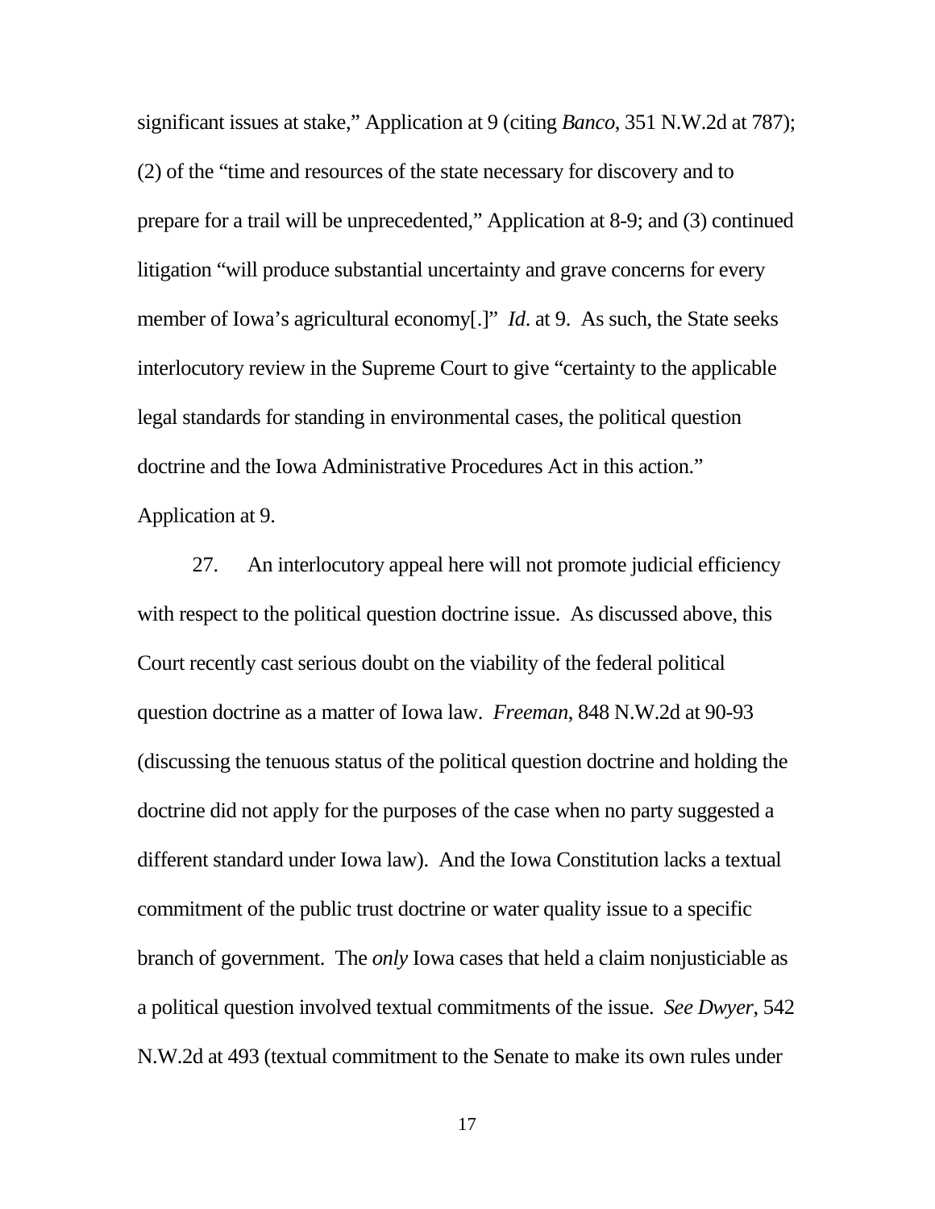significant issues at stake," Application at 9 (citing *Banco*, 351 N.W.2d at 787); (2) of the "time and resources of the state necessary for discovery and to prepare for a trail will be unprecedented," Application at 8-9; and (3) continued litigation "will produce substantial uncertainty and grave concerns for every member of Iowa's agricultural economy[.]" *Id*. at 9. As such, the State seeks interlocutory review in the Supreme Court to give "certainty to the applicable legal standards for standing in environmental cases, the political question doctrine and the Iowa Administrative Procedures Act in this action." Application at 9.

27. An interlocutory appeal here will not promote judicial efficiency with respect to the political question doctrine issue. As discussed above, this Court recently cast serious doubt on the viability of the federal political question doctrine as a matter of Iowa law. *Freeman*, 848 N.W.2d at 90-93 (discussing the tenuous status of the political question doctrine and holding the doctrine did not apply for the purposes of the case when no party suggested a different standard under Iowa law). And the Iowa Constitution lacks a textual commitment of the public trust doctrine or water quality issue to a specific branch of government. The *only* Iowa cases that held a claim nonjusticiable as a political question involved textual commitments of the issue. *See Dwyer*, 542 N.W.2d at 493 (textual commitment to the Senate to make its own rules under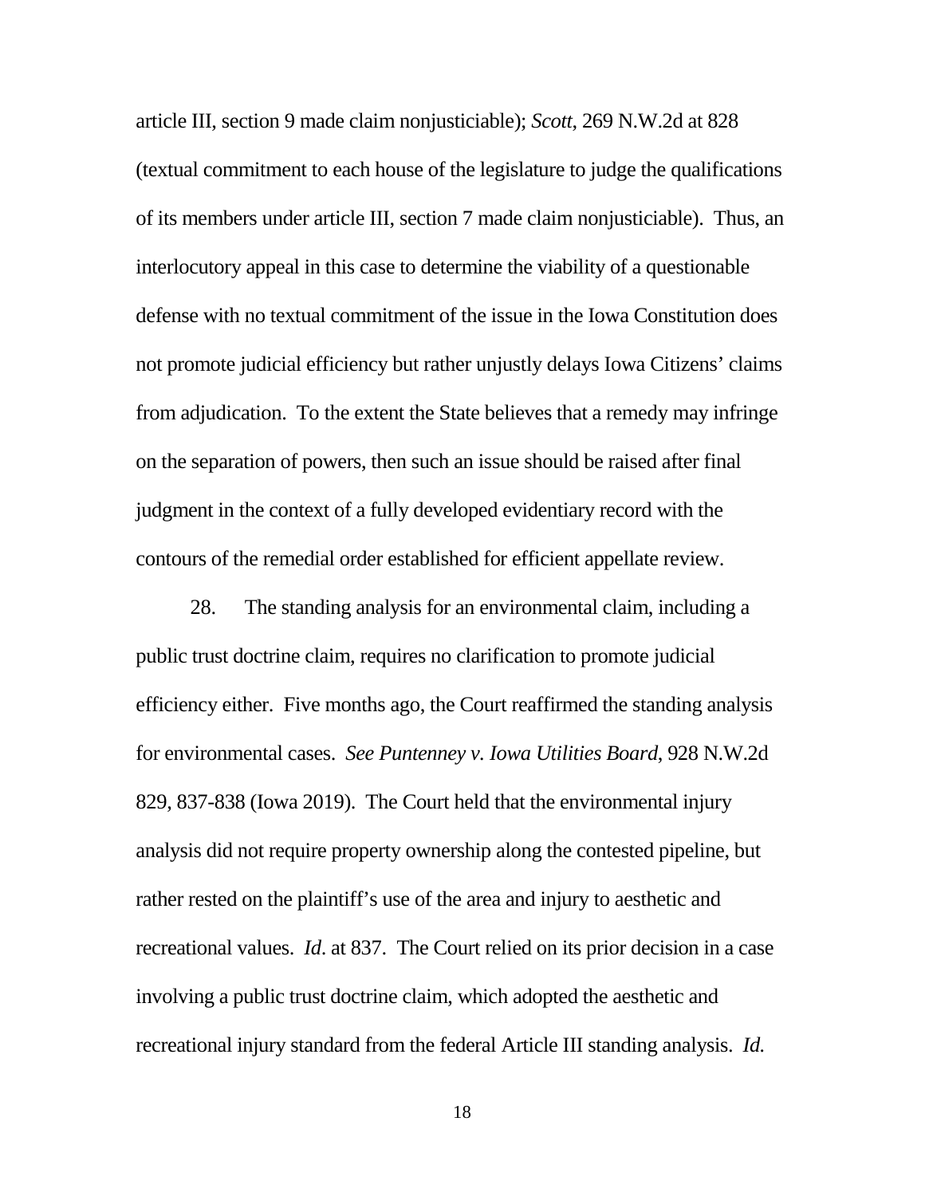article III, section 9 made claim nonjusticiable); *Scott*, 269 N.W.2d at 828 (textual commitment to each house of the legislature to judge the qualifications of its members under article III, section 7 made claim nonjusticiable). Thus, an interlocutory appeal in this case to determine the viability of a questionable defense with no textual commitment of the issue in the Iowa Constitution does not promote judicial efficiency but rather unjustly delays Iowa Citizens' claims from adjudication. To the extent the State believes that a remedy may infringe on the separation of powers, then such an issue should be raised after final judgment in the context of a fully developed evidentiary record with the contours of the remedial order established for efficient appellate review.

28. The standing analysis for an environmental claim, including a public trust doctrine claim, requires no clarification to promote judicial efficiency either. Five months ago, the Court reaffirmed the standing analysis for environmental cases. *See Puntenney v. Iowa Utilities Board*, 928 N.W.2d 829, 837-838 (Iowa 2019). The Court held that the environmental injury analysis did not require property ownership along the contested pipeline, but rather rested on the plaintiff's use of the area and injury to aesthetic and recreational values. *Id*. at 837. The Court relied on its prior decision in a case involving a public trust doctrine claim, which adopted the aesthetic and recreational injury standard from the federal Article III standing analysis. *Id.*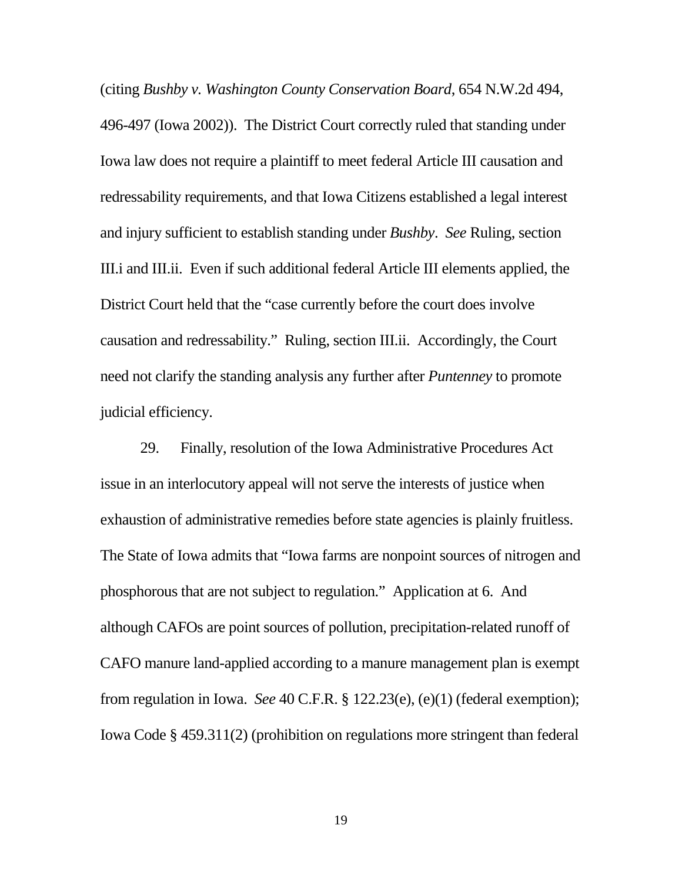(citing *Bushby v. Washington County Conservation Board*, 654 N.W.2d 494, 496-497 (Iowa 2002)). The District Court correctly ruled that standing under Iowa law does not require a plaintiff to meet federal Article III causation and redressability requirements, and that Iowa Citizens established a legal interest and injury sufficient to establish standing under *Bushby*. *See* Ruling, section III.i and III.ii. Even if such additional federal Article III elements applied, the District Court held that the "case currently before the court does involve causation and redressability." Ruling, section III.ii. Accordingly, the Court need not clarify the standing analysis any further after *Puntenney* to promote judicial efficiency.

29. Finally, resolution of the Iowa Administrative Procedures Act issue in an interlocutory appeal will not serve the interests of justice when exhaustion of administrative remedies before state agencies is plainly fruitless. The State of Iowa admits that "Iowa farms are nonpoint sources of nitrogen and phosphorous that are not subject to regulation." Application at 6. And although CAFOs are point sources of pollution, precipitation-related runoff of CAFO manure land-applied according to a manure management plan is exempt from regulation in Iowa. *See* 40 C.F.R. § 122.23(e), (e)(1) (federal exemption); Iowa Code § 459.311(2) (prohibition on regulations more stringent than federal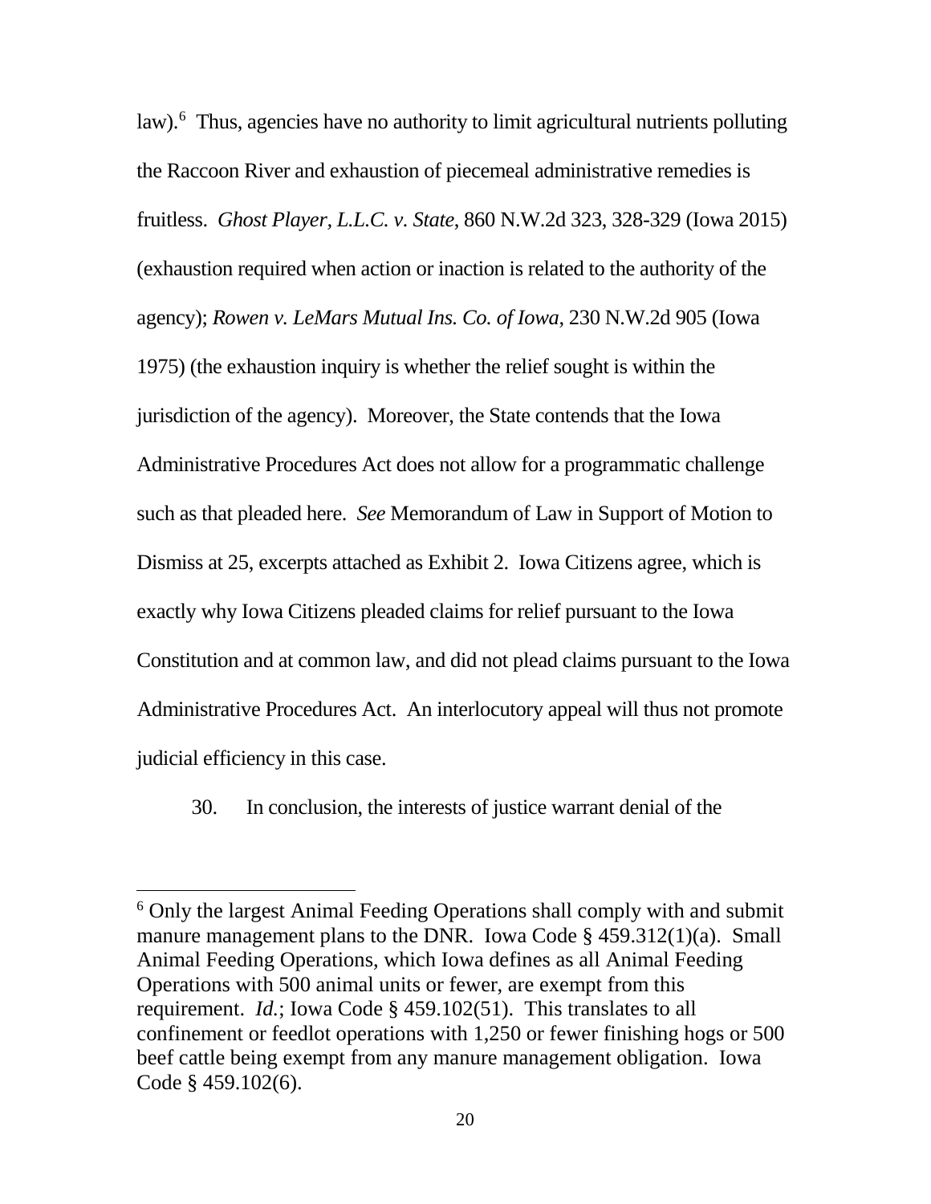law).[6] Thus, agencies have no authority to limit agricultural nutrients polluting the Raccoon River and exhaustion of piecemeal administrative remedies is fruitless. *Ghost Player, L.L.C. v. State*, 860 N.W.2d 323, 328-329 (Iowa 2015) (exhaustion required when action or inaction is related to the authority of the agency); *Rowen v. LeMars Mutual Ins. Co. of Iowa*, 230 N.W.2d 905 (Iowa 1975) (the exhaustion inquiry is whether the relief sought is within the jurisdiction of the agency). Moreover, the State contends that the Iowa Administrative Procedures Act does not allow for a programmatic challenge such as that pleaded here. *See* Memorandum of Law in Support of Motion to Dismiss at 25, excerpts attached as Exhibit 2. Iowa Citizens agree, which is exactly why Iowa Citizens pleaded claims for relief pursuant to the Iowa Constitution and at common law, and did not plead claims pursuant to the Iowa Administrative Procedures Act. An interlocutory appeal will thus not promote judicial efficiency in this case.

30. In conclusion, the interests of justice warrant denial of the

---

[6] Only the largest Animal Feeding Operations shall comply with and submit manure management plans to the DNR. Iowa Code § 459.312(1)(a). Small Animal Feeding Operations, which Iowa defines as all Animal Feeding Operations with 500 animal units or fewer, are exempt from this requirement. *Id.*; Iowa Code § 459.102(51). This translates to all confinement or feedlot operations with 1,250 or fewer finishing hogs or 500 beef cattle being exempt from any manure management obligation. Iowa Code § 459.102(6).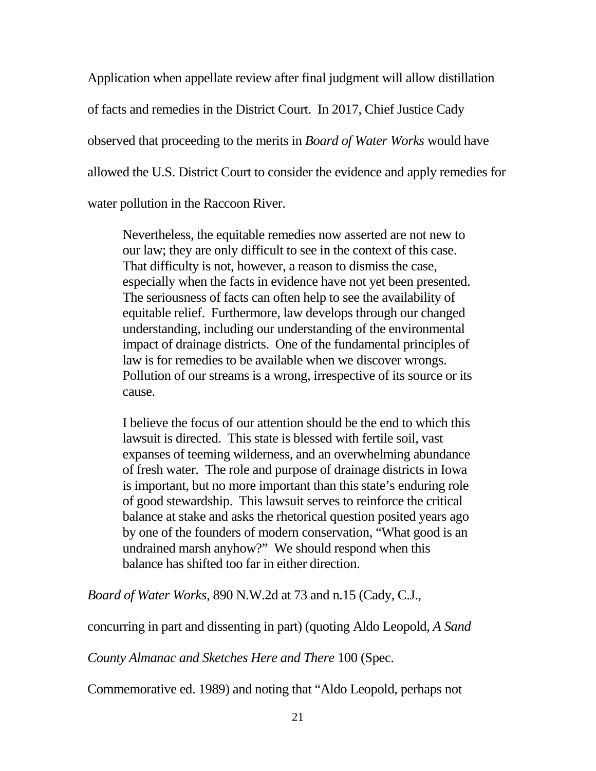Application when appellate review after final judgment will allow distillation of facts and remedies in the District Court. In 2017, Chief Justice Cady observed that proceeding to the merits in *Board of Water Works* would have allowed the U.S. District Court to consider the evidence and apply remedies for water pollution in the Raccoon River.

> Nevertheless, the equitable remedies now asserted are not new to our law; they are only difficult to see in the context of this case. That difficulty is not, however, a reason to dismiss the case, especially when the facts in evidence have not yet been presented. The seriousness of facts can often help to see the availability of equitable relief. Furthermore, law develops through our changed understanding, including our understanding of the environmental impact of drainage districts. One of the fundamental principles of law is for remedies to be available when we discover wrongs. Pollution of our streams is a wrong, irrespective of its source or its cause.
>
> I believe the focus of our attention should be the end to which this lawsuit is directed. This state is blessed with fertile soil, vast expanses of teeming wilderness, and an overwhelming abundance of fresh water. The role and purpose of drainage districts in Iowa is important, but no more important than this state's enduring role of good stewardship. This lawsuit serves to reinforce the critical balance at stake and asks the rhetorical question posited years ago by one of the founders of modern conservation, "What good is an undrained marsh anyhow?" We should respond when this balance has shifted too far in either direction.

*Board of Water Works*, 890 N.W.2d at 73 and n.15 (Cady, C.J., concurring in part and dissenting in part) (quoting Aldo Leopold, *A Sand County Almanac and Sketches Here and There* 100 (Spec. Commemorative ed. 1989) and noting that "Aldo Leopold, perhaps not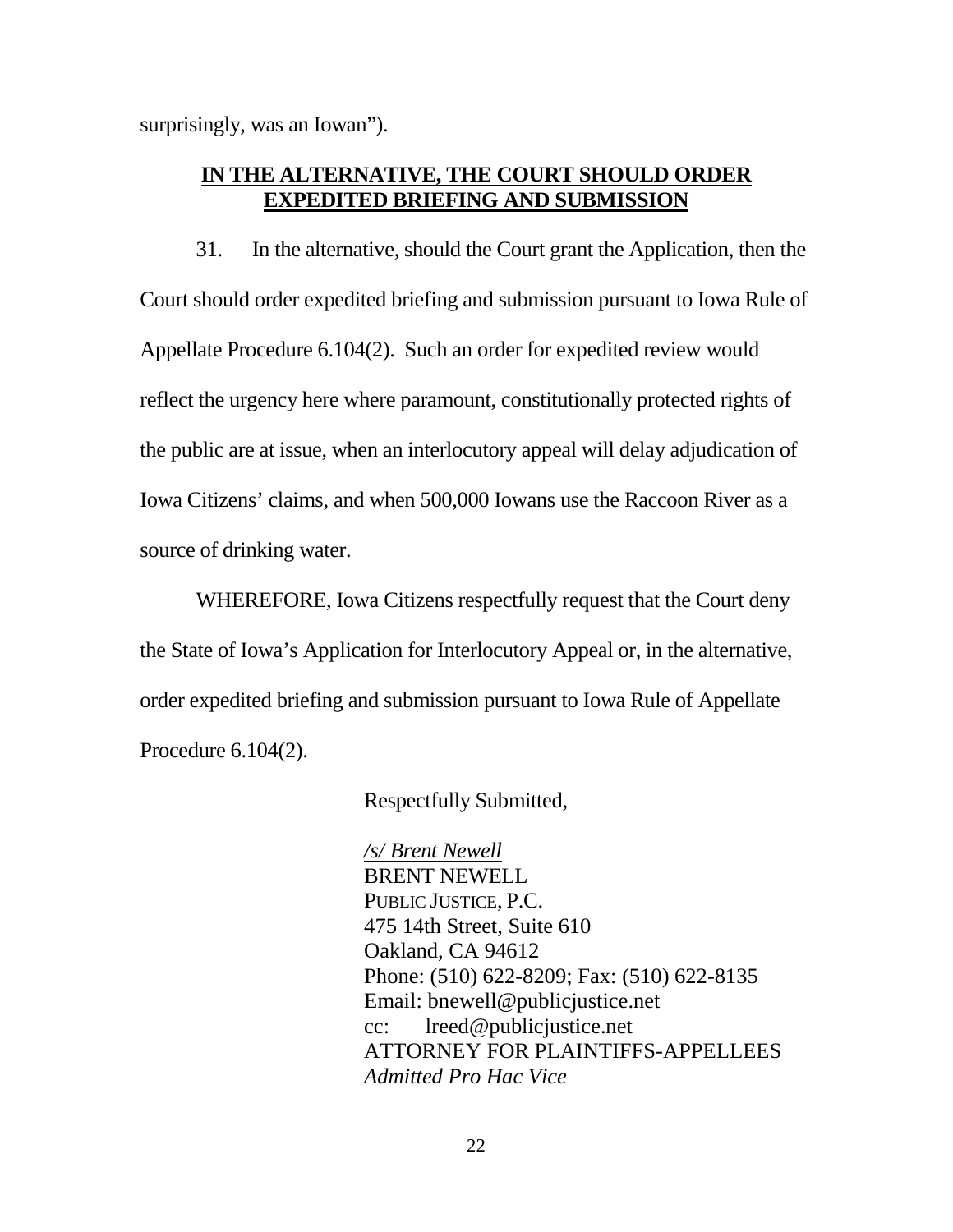surprisingly, was an Iowan").

## IN THE ALTERNATIVE, THE COURT SHOULD ORDER EXPEDITED BRIEFING AND SUBMISSION

31. In the alternative, should the Court grant the Application, then the Court should order expedited briefing and submission pursuant to Iowa Rule of Appellate Procedure 6.104(2). Such an order for expedited review would reflect the urgency here where paramount, constitutionally protected rights of the public are at issue, when an interlocutory appeal will delay adjudication of Iowa Citizens' claims, and when 500,000 Iowans use the Raccoon River as a source of drinking water.

WHEREFORE, Iowa Citizens respectfully request that the Court deny the State of Iowa's Application for Interlocutory Appeal or, in the alternative, order expedited briefing and submission pursuant to Iowa Rule of Appellate Procedure 6.104(2).

Respectfully Submitted,

*/s/ Brent Newell*
BRENT NEWELL
PUBLIC JUSTICE, P.C.
475 14th Street, Suite 610
Oakland, CA 94612
Phone: (510) 622-8209; Fax: (510) 622-8135
Email: bnewell@publicjustice.net
cc: lreed@publicjustice.net
ATTORNEY FOR PLAINTIFFS-APPELLEES
*Admitted Pro Hac Vice*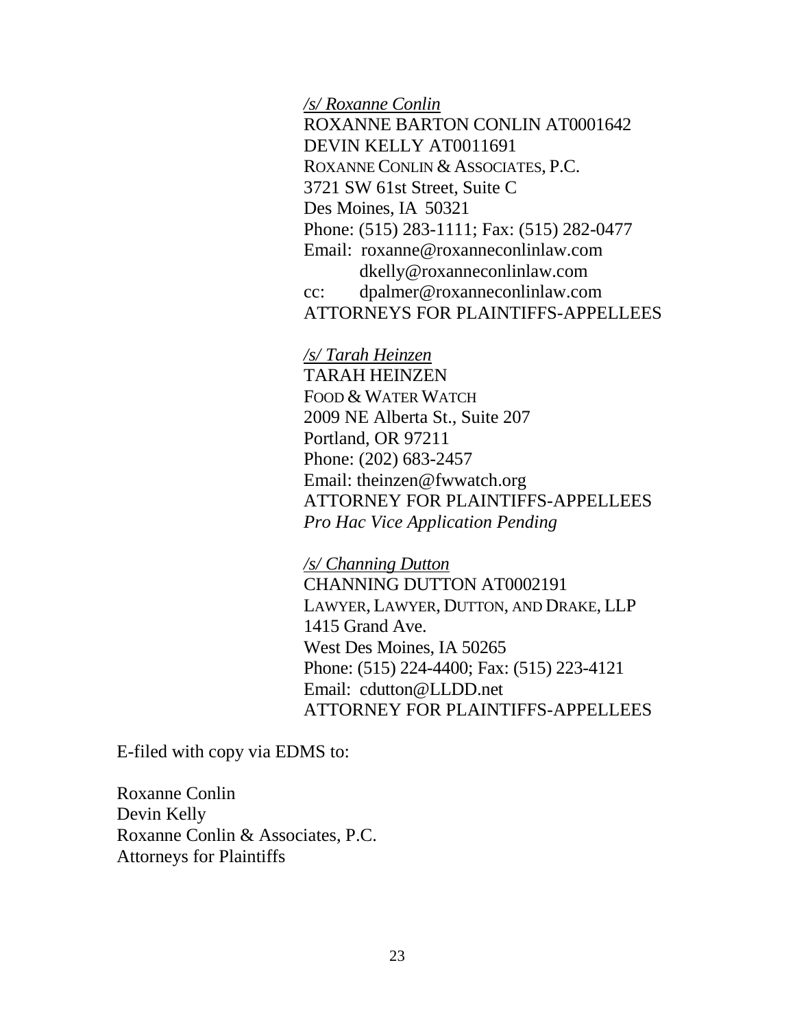*/s/ Roxanne Conlin*
ROXANNE BARTON CONLIN AT0001642
DEVIN KELLY AT0011691
ROXANNE CONLIN & ASSOCIATES, P.C.
3721 SW 61st Street, Suite C
Des Moines, IA 50321
Phone: (515) 283-1111; Fax: (515) 282-0477
Email: roxanne@roxanneconlinlaw.com
dkelly@roxanneconlinlaw.com
cc: dpalmer@roxanneconlinlaw.com
ATTORNEYS FOR PLAINTIFFS-APPELLEES

*/s/ Tarah Heinzen*
TARAH HEINZEN
FOOD & WATER WATCH
2009 NE Alberta St., Suite 207
Portland, OR 97211
Phone: (202) 683-2457
Email: theinzen@fwwatch.org
ATTORNEY FOR PLAINTIFFS-APPELLEES
*Pro Hac Vice Application Pending*

*/s/ Channing Dutton*
CHANNING DUTTON AT0002191
LAWYER, LAWYER, DUTTON, AND DRAKE, LLP
1415 Grand Ave.
West Des Moines, IA 50265
Phone: (515) 224-4400; Fax: (515) 223-4121
Email: cdutton@LLDD.net
ATTORNEY FOR PLAINTIFFS-APPELLEES

E-filed with copy via EDMS to:

Roxanne Conlin
Devin Kelly
Roxanne Conlin & Associates, P.C.
Attorneys for Plaintiffs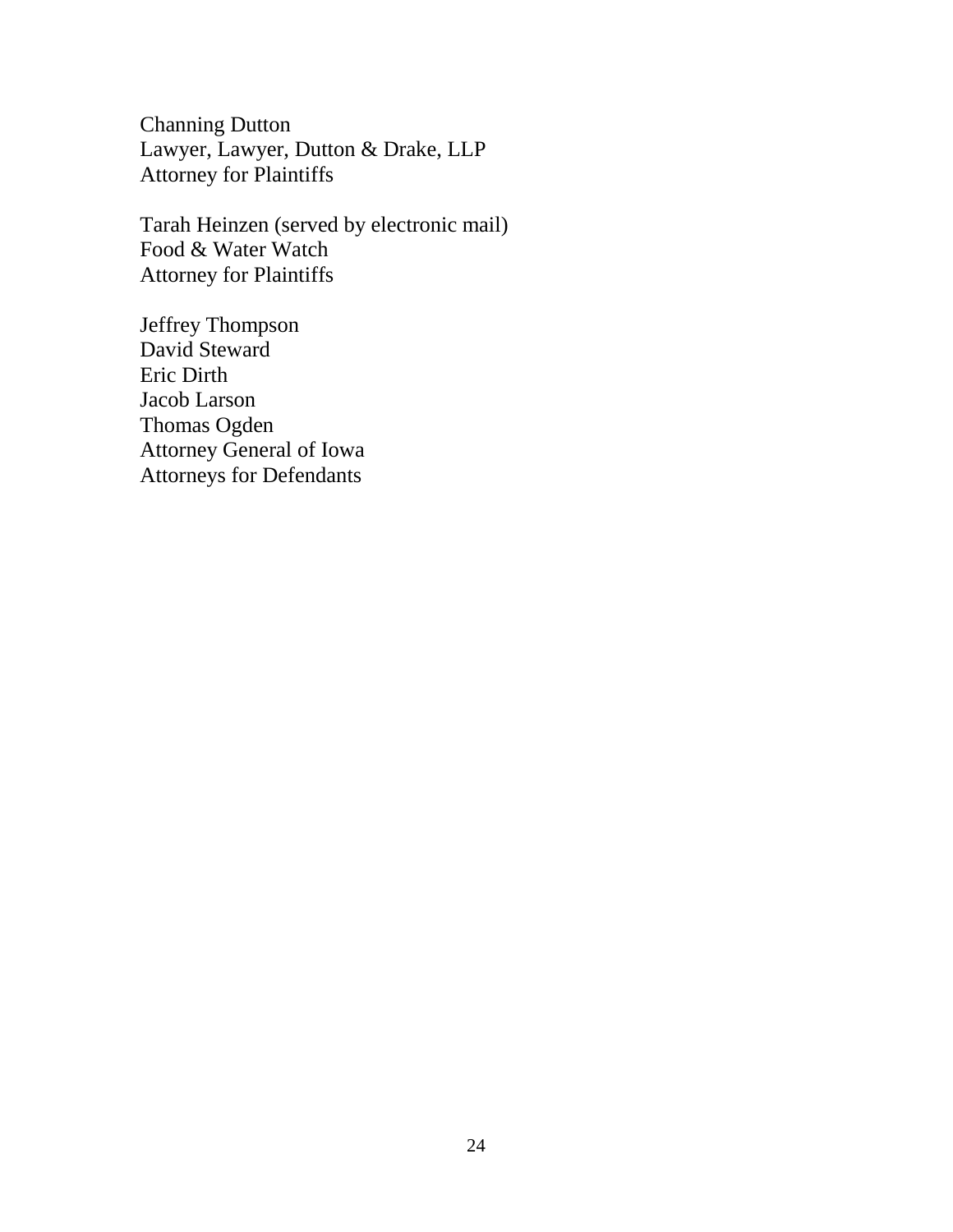Channing Dutton
Lawyer, Lawyer, Dutton & Drake, LLP
Attorney for Plaintiffs

Tarah Heinzen (served by electronic mail)
Food & Water Watch
Attorney for Plaintiffs

Jeffrey Thompson
David Steward
Eric Dirth
Jacob Larson
Thomas Ogden
Attorney General of Iowa
Attorneys for Defendants